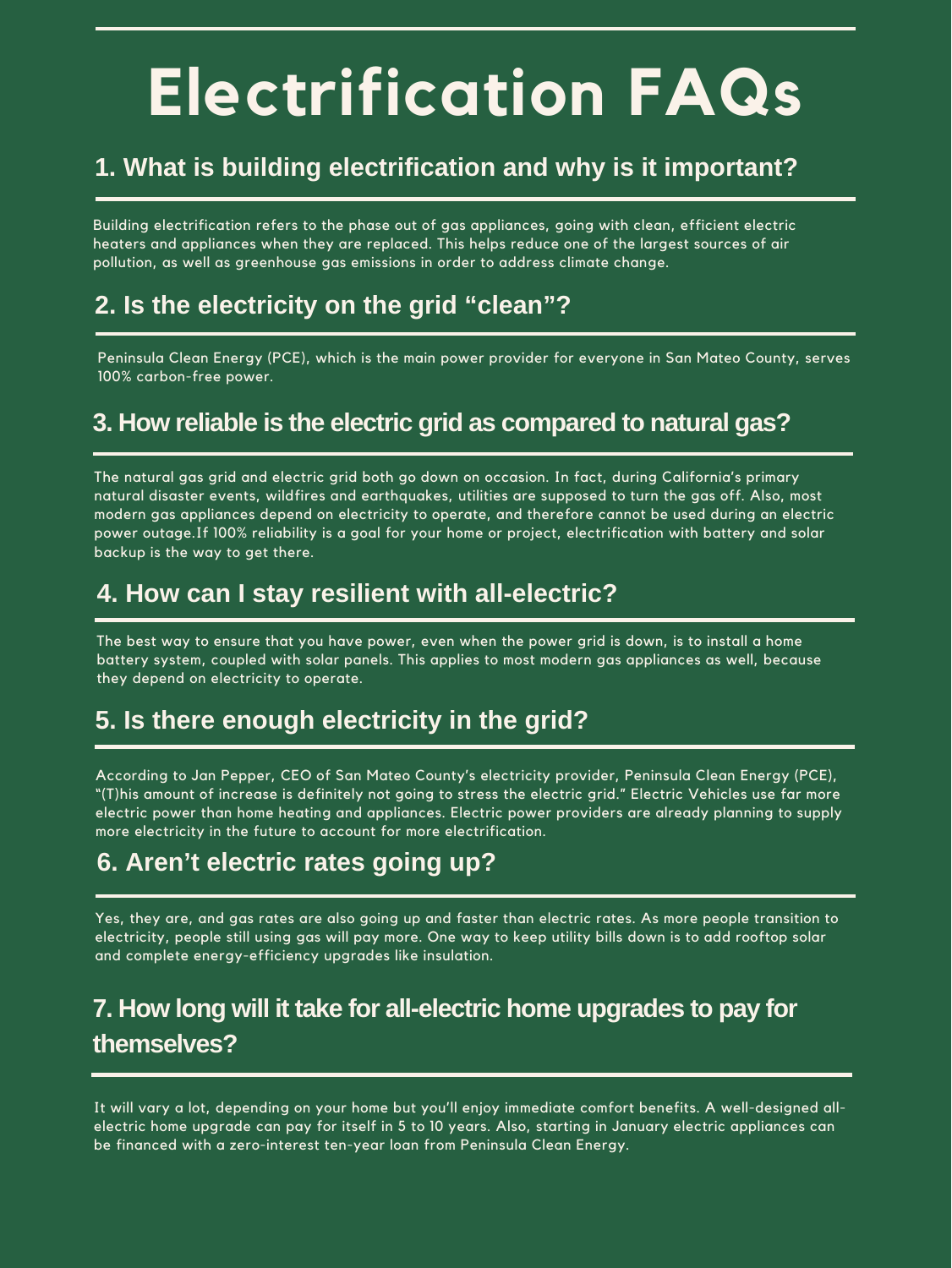# Electrification FAQs

## 1. What is building electrification and why is it important?

Building electrification refers to the phase out of gas appliances, going with clean, efficient electric heaters and appliances when they are replaced. This helps reduce one of the largest sources of air pollution, as well as greenhouse gas emissions in order to address climate change.

## 2. Is the electricity on the grid "clean"?

Peninsula Clean Energy (PCE), which is the main power provider for everyone in San Mateo County, serves 100% carbon-free power.

## 3. How reliable is the electric grid as compared to natural gas?

The natural gas grid and electric grid both go down on occasion. In fact, during California's primary natural disaster events, wildfires and earthquakes, utilities are supposed to turn the gas off. Also, most modern gas appliances depend on electricity to operate, and therefore cannot be used during an electric power outage.If 100% reliability is a goal for your home or project, electrification with battery and solar backup is the way to get there.

## 4. How can I stay resilient with all-electric?

The best way to ensure that you have power, even when the power grid is down, is to install a home battery system, coupled with solar panels. This applies to most modern gas appliances as well, because they depend on electricity to operate.

## 5. Is there enough electricity in the grid?

According to Jan Pepper, CEO of San Mateo County's electricity provider, Peninsula Clean Energy (PCE), "(T)his amount of increase is definitely not going to stress the electric grid." Electric Vehicles use far more electric power than home heating and appliances. Electric power providers are already planning to supply more electricity in the future to account for more electrification.

## 6. Aren't electric rates going up?

Yes, they are, and gas rates are also going up and faster than electric rates. As more people transition to electricity, people still using gas will pay more. One way to keep utility bills down is to add rooftop solar and complete energy-efficiency upgrades like insulation.

## 7. How long will it take for all-electric home upgrades to pay for themselves?

It will vary a lot, depending on your home but you'll enjoy immediate comfort benefits. A well-designed all-electric home upgrade can pay for itself in 5 to 10 years. Also, starting in January electric appliances can be financed with a zero-interest ten-year loan from Peninsula Clean Energy.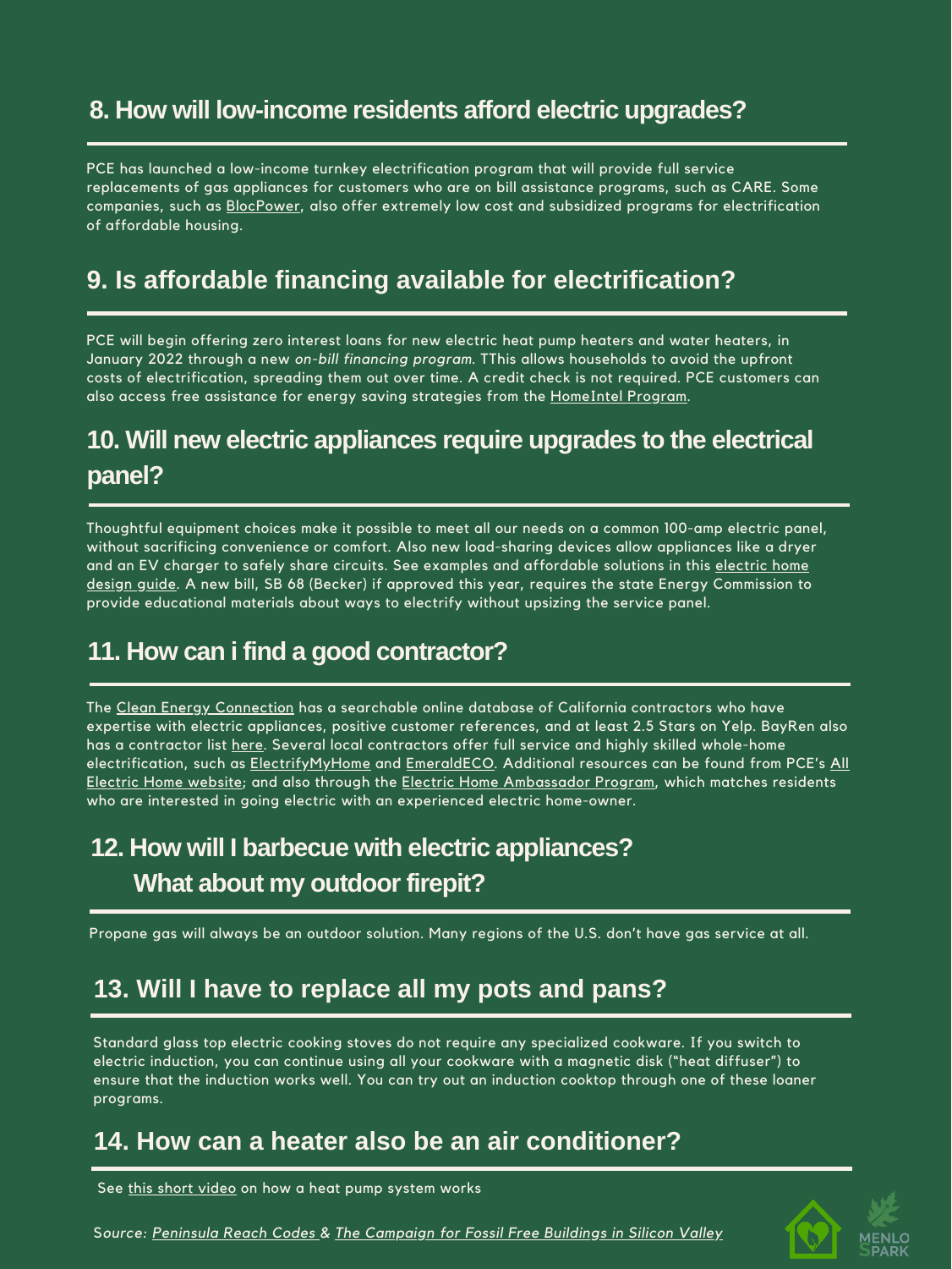## 8. How will low-income residents afford electric upgrades?

PCE has launched a low-income turnkey electrification program that will provide full service replacements of gas appliances for customers who are on bill assistance programs, such as CARE. Some companies, such as BlocPower, also offer extremely low cost and subsidized programs for electrification of affordable housing.

## 9. Is affordable financing available for electrification?

PCE will begin offering zero interest loans for new electric heat pump heaters and water heaters, in January 2022 through a new *on-bill financing program.* TThis allows households to avoid the upfront costs of electrification, spreading them out over time. A credit check is not required. PCE customers can also access free assistance for energy saving strategies from the HomeIntel Program.

## 10. Will new electric appliances require upgrades to the electrical panel?

Thoughtful equipment choices make it possible to meet all our needs on a common 100-amp electric panel, without sacrificing convenience or comfort. Also new load-sharing devices allow appliances like a dryer and an EV charger to safely share circuits. See examples and affordable solutions in this electric home design guide. A new bill, SB 68 (Becker) if approved this year, requires the state Energy Commission to provide educational materials about ways to electrify without upsizing the service panel.

## 11. How can i find a good contractor?

The Clean Energy Connection has a searchable online database of California contractors who have expertise with electric appliances, positive customer references, and at least 2.5 Stars on Yelp. BayRen also has a contractor list here. Several local contractors offer full service and highly skilled whole-home electrification, such as ElectrifyMyHome and EmeraldECO. Additional resources can be found from PCE's All Electric Home website; and also through the Electric Home Ambassador Program, which matches residents who are interested in going electric with an experienced electric home-owner.

## 12. How will I barbecue with electric appliances? What about my outdoor firepit?

Propane gas will always be an outdoor solution. Many regions of the U.S. don't have gas service at all.

## 13. Will I have to replace all my pots and pans?

Standard glass top electric cooking stoves do not require any specialized cookware. If you switch to electric induction, you can continue using all your cookware with a magnetic disk ("heat diffuser") to ensure that the induction works well. You can try out an induction cooktop through one of these loaner programs.

## 14. How can a heater also be an air conditioner?

See this short video on how a heat pump system works

Source: *Peninsula Reach Codes* & *The Campaign for Fossil Free Buildings in Silicon Valley*

MENLO SPARK